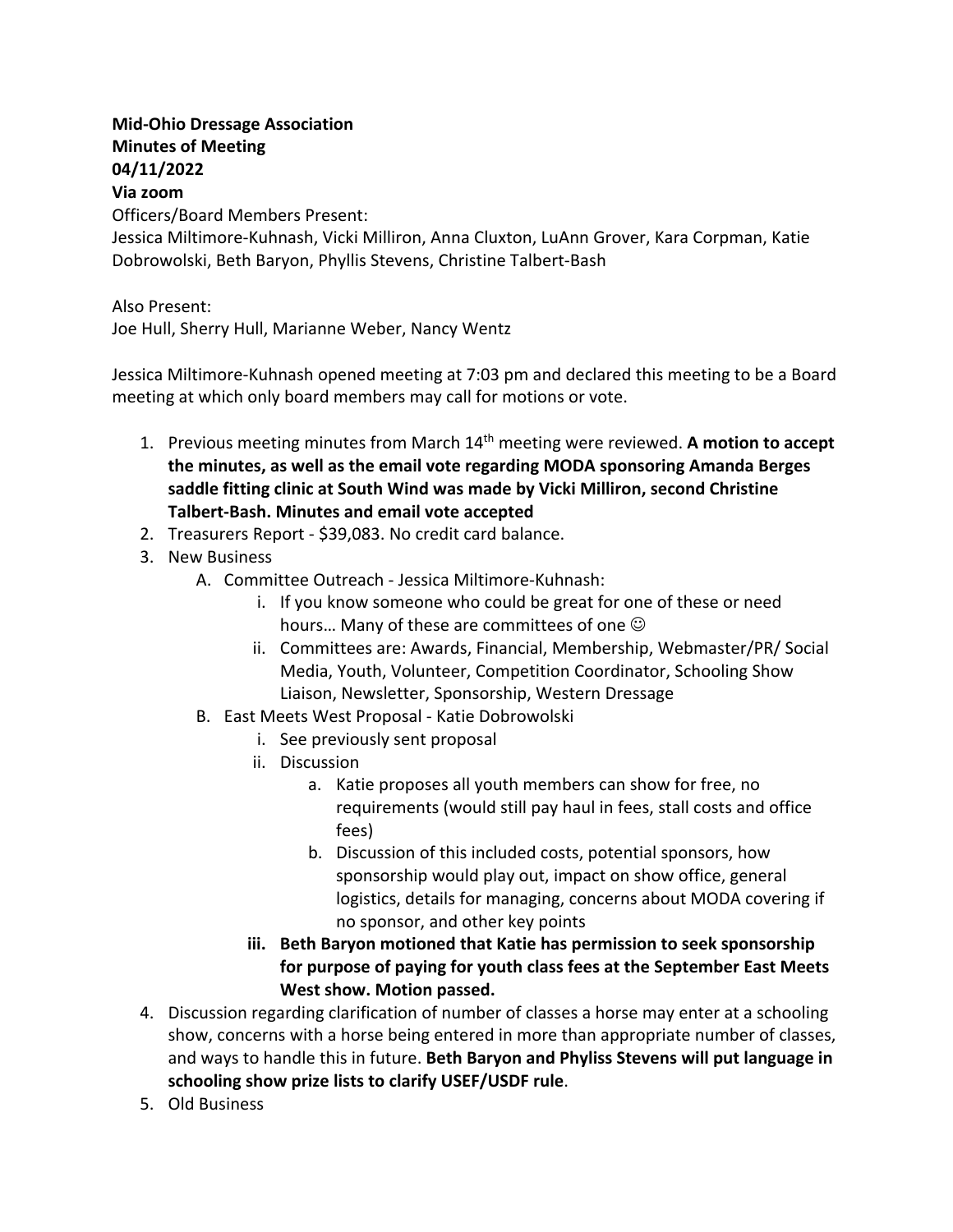**Mid-Ohio Dressage Association**
**Minutes of Meeting**
**04/11/2022**
**Via zoom**

Officers/Board Members Present:
Jessica Miltimore-Kuhnash, Vicki Milliron, Anna Cluxton, LuAnn Grover, Kara Corpman, Katie Dobrowolski, Beth Baryon, Phyllis Stevens, Christine Talbert-Bash

Also Present:
Joe Hull, Sherry Hull, Marianne Weber, Nancy Wentz

Jessica Miltimore-Kuhnash opened meeting at 7:03 pm and declared this meeting to be a Board meeting at which only board members may call for motions or vote.

1. Previous meeting minutes from March 14th meeting were reviewed. **A motion to accept the minutes, as well as the email vote regarding MODA sponsoring Amanda Berges saddle fitting clinic at South Wind was made by Vicki Milliron, second Christine Talbert-Bash. Minutes and email vote accepted**
2. Treasurers Report - $39,083. No credit card balance.
3. New Business
   A. Committee Outreach - Jessica Miltimore-Kuhnash:
      i. If you know someone who could be great for one of these or need hours… Many of these are committees of one ☺
      ii. Committees are: Awards, Financial, Membership, Webmaster/PR/ Social Media, Youth, Volunteer, Competition Coordinator, Schooling Show Liaison, Newsletter, Sponsorship, Western Dressage
   B. East Meets West Proposal - Katie Dobrowolski
      i. See previously sent proposal
      ii. Discussion
         a. Katie proposes all youth members can show for free, no requirements (would still pay haul in fees, stall costs and office fees)
         b. Discussion of this included costs, potential sponsors, how sponsorship would play out, impact on show office, general logistics, details for managing, concerns about MODA covering if no sponsor, and other key points
      iii. **Beth Baryon motioned that Katie has permission to seek sponsorship for purpose of paying for youth class fees at the September East Meets West show. Motion passed.**
4. Discussion regarding clarification of number of classes a horse may enter at a schooling show, concerns with a horse being entered in more than appropriate number of classes, and ways to handle this in future. **Beth Baryon and Phyliss Stevens will put language in schooling show prize lists to clarify USEF/USDF rule**.
5. Old Business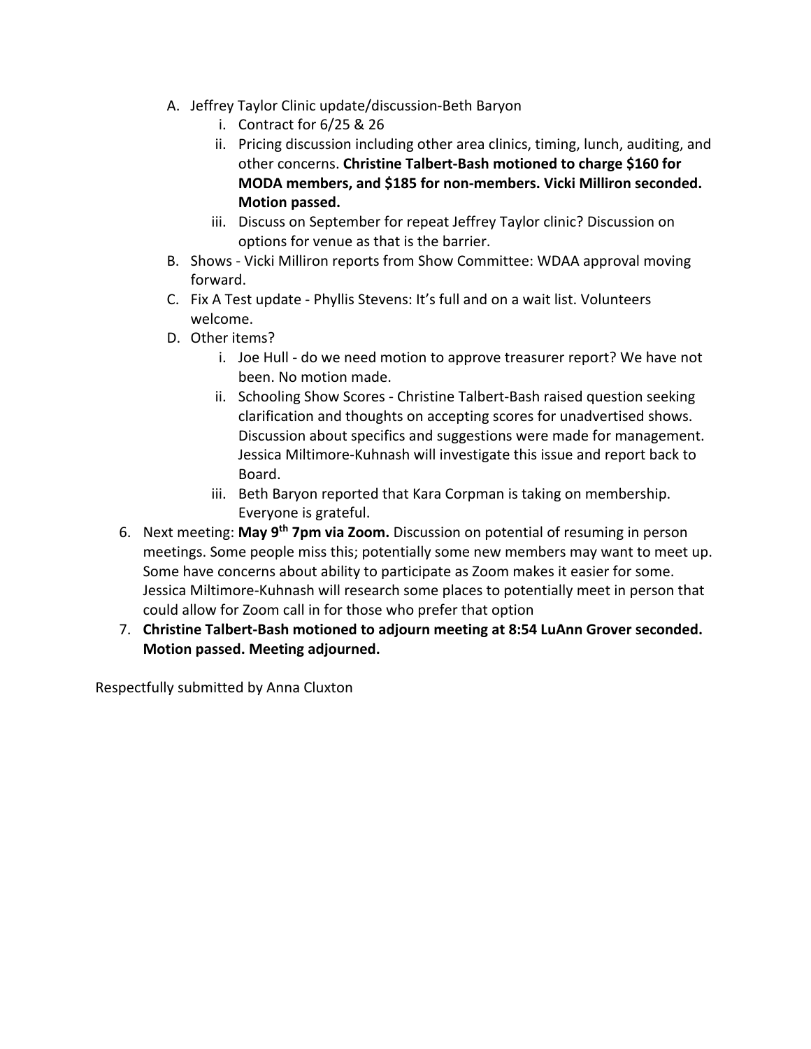A. Jeffrey Taylor Clinic update/discussion-Beth Baryon
   i. Contract for 6/25 & 26
   ii. Pricing discussion including other area clinics, timing, lunch, auditing, and other concerns. **Christine Talbert-Bash motioned to charge $160 for MODA members, and $185 for non-members. Vicki Milliron seconded. Motion passed.**
   iii. Discuss on September for repeat Jeffrey Taylor clinic? Discussion on options for venue as that is the barrier.

B. Shows - Vicki Milliron reports from Show Committee: WDAA approval moving forward.

C. Fix A Test update - Phyllis Stevens: It's full and on a wait list. Volunteers welcome.

D. Other items?
   i. Joe Hull - do we need motion to approve treasurer report? We have not been. No motion made.
   ii. Schooling Show Scores - Christine Talbert-Bash raised question seeking clarification and thoughts on accepting scores for unadvertised shows. Discussion about specifics and suggestions were made for management. Jessica Miltimore-Kuhnash will investigate this issue and report back to Board.
   iii. Beth Baryon reported that Kara Corpman is taking on membership. Everyone is grateful.

6. Next meeting: **May 9th 7pm via Zoom.** Discussion on potential of resuming in person meetings. Some people miss this; potentially some new members may want to meet up. Some have concerns about ability to participate as Zoom makes it easier for some. Jessica Miltimore-Kuhnash will research some places to potentially meet in person that could allow for Zoom call in for those who prefer that option

7. **Christine Talbert-Bash motioned to adjourn meeting at 8:54 LuAnn Grover seconded. Motion passed. Meeting adjourned.**

Respectfully submitted by Anna Cluxton